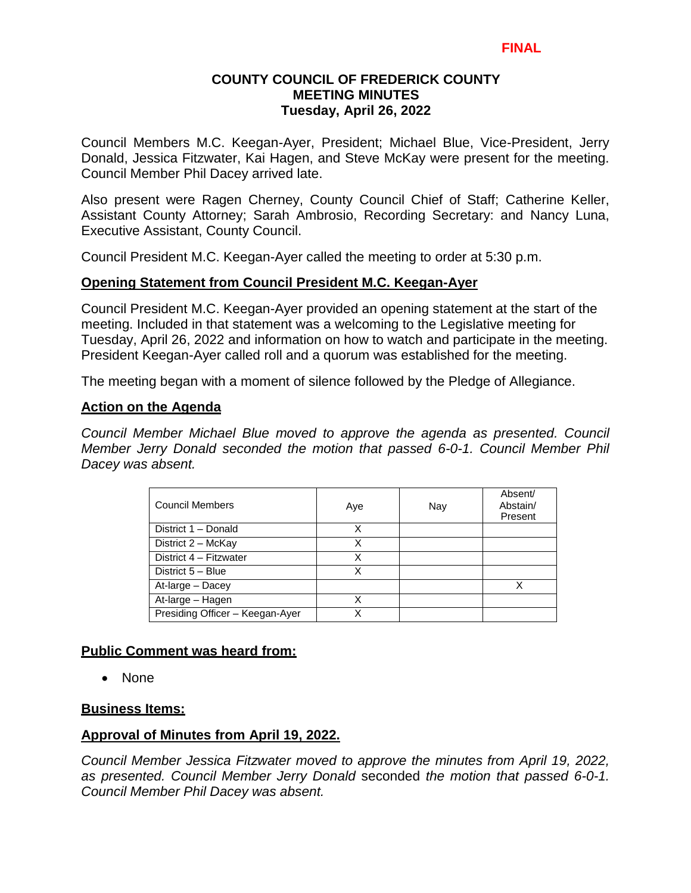**FINAL**

# COUNTY COUNCIL OF FREDERICK COUNTY
# MEETING MINUTES
## Tuesday, April 26, 2022

Council Members M.C. Keegan-Ayer, President; Michael Blue, Vice-President, Jerry Donald, Jessica Fitzwater, Kai Hagen, and Steve McKay were present for the meeting. Council Member Phil Dacey arrived late.

Also present were Ragen Cherney, County Council Chief of Staff; Catherine Keller, Assistant County Attorney; Sarah Ambrosio, Recording Secretary: and Nancy Luna, Executive Assistant, County Council.

Council President M.C. Keegan-Ayer called the meeting to order at 5:30 p.m.

## Opening Statement from Council President M.C. Keegan-Ayer

Council President M.C. Keegan-Ayer provided an opening statement at the start of the meeting. Included in that statement was a welcoming to the Legislative meeting for Tuesday, April 26, 2022 and information on how to watch and participate in the meeting. President Keegan-Ayer called roll and a quorum was established for the meeting.

The meeting began with a moment of silence followed by the Pledge of Allegiance.

## Action on the Agenda

*Council Member Michael Blue moved to approve the agenda as presented. Council Member Jerry Donald seconded the motion that passed 6-0-1. Council Member Phil Dacey was absent.*

| Council Members | Aye | Nay | Absent/ Abstain/ Present |
|---|---|---|---|
| District 1 – Donald | X | | |
| District 2 – McKay | X | | |
| District 4 – Fitzwater | X | | |
| District 5 – Blue | X | | |
| At-large – Dacey | | | X |
| At-large – Hagen | X | | |
| Presiding Officer – Keegan-Ayer | X | | |

## Public Comment was heard from:

- None

## Business Items:

## Approval of Minutes from April 19, 2022.

*Council Member Jessica Fitzwater moved to approve the minutes from April 19, 2022, as presented. Council Member Jerry Donald* seconded *the motion that passed 6-0-1. Council Member Phil Dacey was absent.*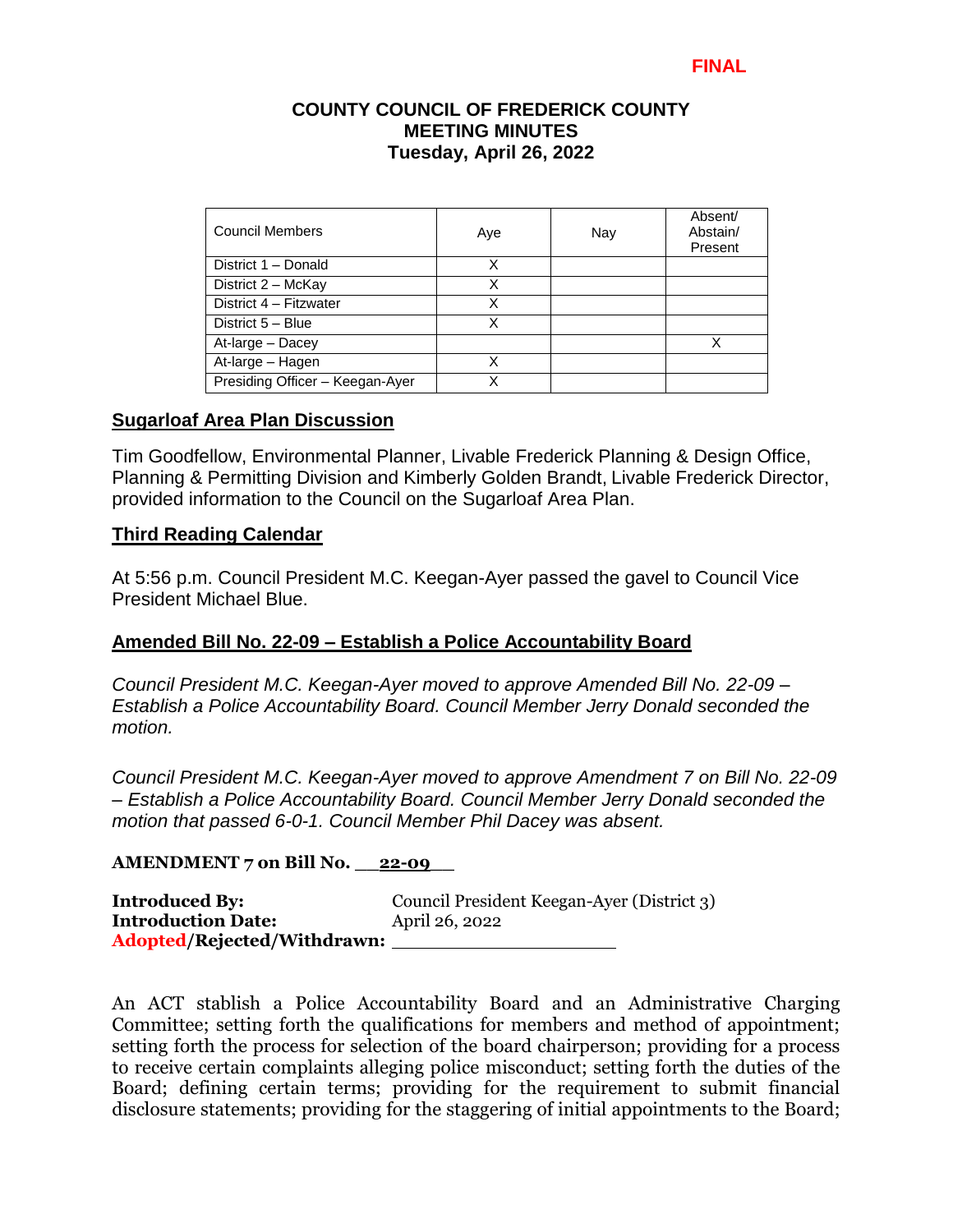FINAL

**COUNTY COUNCIL OF FREDERICK COUNTY**
**MEETING MINUTES**
**Tuesday, April 26, 2022**

| Council Members | Aye | Nay | Absent/ Abstain/ Present |
|---|---|---|---|
| District 1 – Donald | X | | |
| District 2 – McKay | X | | |
| District 4 – Fitzwater | X | | |
| District 5 – Blue | X | | |
| At-large – Dacey | | | X |
| At-large – Hagen | X | | |
| Presiding Officer – Keegan-Ayer | X | | |

## Sugarloaf Area Plan Discussion

Tim Goodfellow, Environmental Planner, Livable Frederick Planning & Design Office, Planning & Permitting Division and Kimberly Golden Brandt, Livable Frederick Director, provided information to the Council on the Sugarloaf Area Plan.

## Third Reading Calendar

At 5:56 p.m. Council President M.C. Keegan-Ayer passed the gavel to Council Vice President Michael Blue.

## Amended Bill No. 22-09 – Establish a Police Accountability Board

*Council President M.C. Keegan-Ayer moved to approve Amended Bill No. 22-09 – Establish a Police Accountability Board. Council Member Jerry Donald seconded the motion.*

*Council President M.C. Keegan-Ayer moved to approve Amendment 7 on Bill No. 22-09 – Establish a Police Accountability Board. Council Member Jerry Donald seconded the motion that passed 6-0-1. Council Member Phil Dacey was absent.*

**AMENDMENT 7 on Bill No. __22-09__**

**Introduced By:** Council President Keegan-Ayer (District 3)
**Introduction Date:** April 26, 2022
**Adopted/Rejected/Withdrawn:** ____________________

An ACT stablish a Police Accountability Board and an Administrative Charging Committee; setting forth the qualifications for members and method of appointment; setting forth the process for selection of the board chairperson; providing for a process to receive certain complaints alleging police misconduct; setting forth the duties of the Board; defining certain terms; providing for the requirement to submit financial disclosure statements; providing for the staggering of initial appointments to the Board;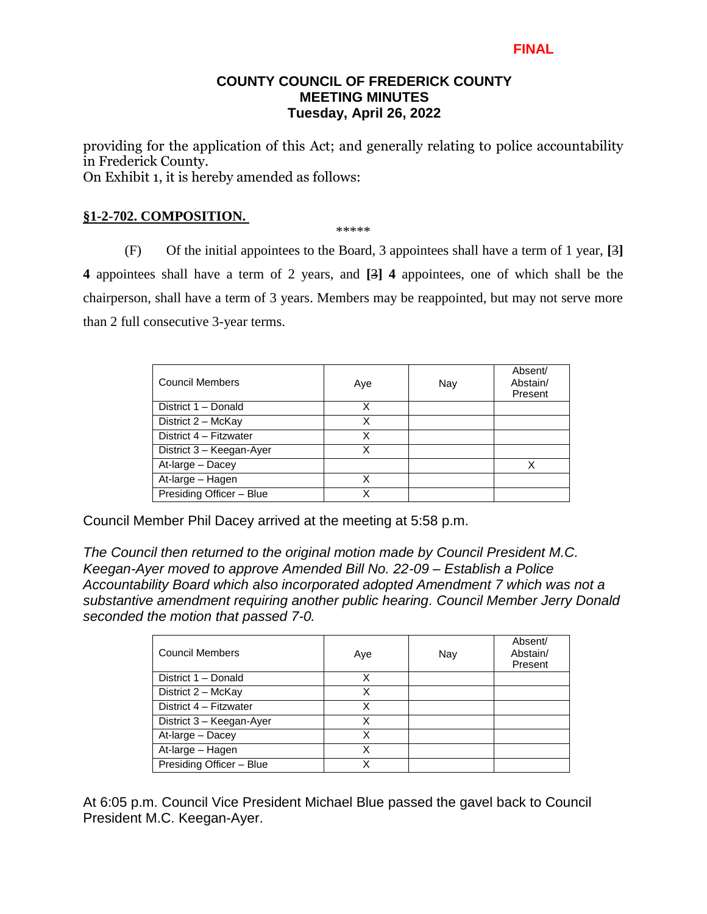FINAL

**COUNTY COUNCIL OF FREDERICK COUNTY**
**MEETING MINUTES**
**Tuesday, April 26, 2022**

providing for the application of this Act; and generally relating to police accountability in Frederick County.
On Exhibit 1, it is hereby amended as follows:

**§1-2-702. COMPOSITION.**

\*\*\*\*\*

(F) Of the initial appointees to the Board, 3 appointees shall have a term of 1 year, **[**~~3~~**]** **4** appointees shall have a term of 2 years, and **[**~~3~~**]** **4** appointees, one of which shall be the chairperson, shall have a term of 3 years. Members may be reappointed, but may not serve more than 2 full consecutive 3-year terms.

| Council Members | Aye | Nay | Absent/ Abstain/ Present |
|---|---|---|---|
| District 1 – Donald | X | | |
| District 2 – McKay | X | | |
| District 4 – Fitzwater | X | | |
| District 3 – Keegan-Ayer | X | | |
| At-large – Dacey | | | X |
| At-large – Hagen | X | | |
| Presiding Officer – Blue | X | | |

Council Member Phil Dacey arrived at the meeting at 5:58 p.m.

*The Council then returned to the original motion made by Council President M.C. Keegan-Ayer moved to approve Amended Bill No. 22-09 – Establish a Police Accountability Board which also incorporated adopted Amendment 7 which was not a substantive amendment requiring another public hearing. Council Member Jerry Donald seconded the motion that passed 7-0.*

| Council Members | Aye | Nay | Absent/ Abstain/ Present |
|---|---|---|---|
| District 1 – Donald | X | | |
| District 2 – McKay | X | | |
| District 4 – Fitzwater | X | | |
| District 3 – Keegan-Ayer | X | | |
| At-large – Dacey | X | | |
| At-large – Hagen | X | | |
| Presiding Officer – Blue | X | | |

At 6:05 p.m. Council Vice President Michael Blue passed the gavel back to Council President M.C. Keegan-Ayer.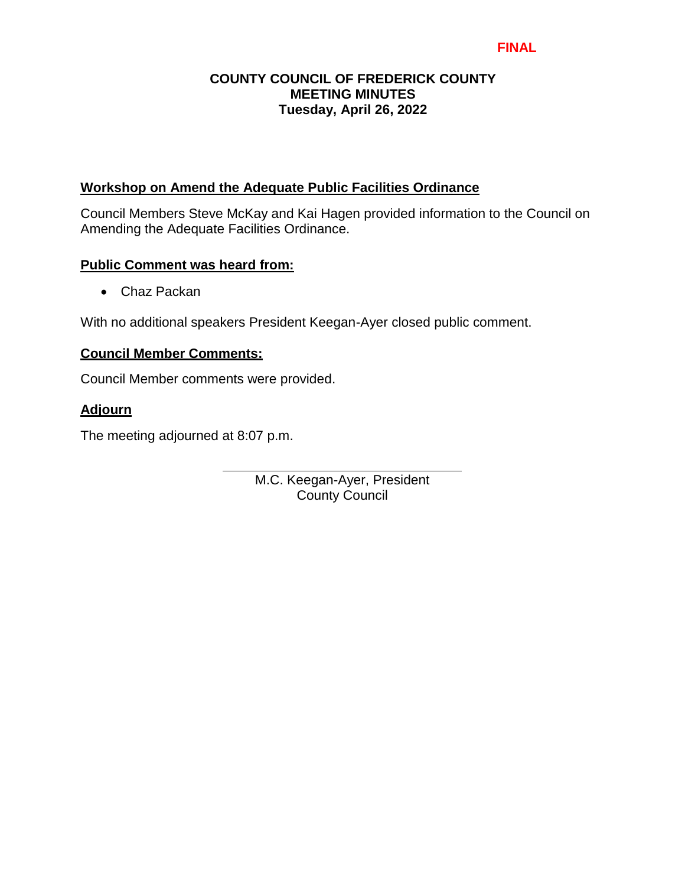**FINAL**

**COUNTY COUNCIL OF FREDERICK COUNTY**
**MEETING MINUTES**
**Tuesday, April 26, 2022**

## Workshop on Amend the Adequate Public Facilities Ordinance

Council Members Steve McKay and Kai Hagen provided information to the Council on Amending the Adequate Facilities Ordinance.

## Public Comment was heard from:

- Chaz Packan

With no additional speakers President Keegan-Ayer closed public comment.

## Council Member Comments:

Council Member comments were provided.

## Adjourn

The meeting adjourned at 8:07 p.m.

M.C. Keegan-Ayer, President
County Council